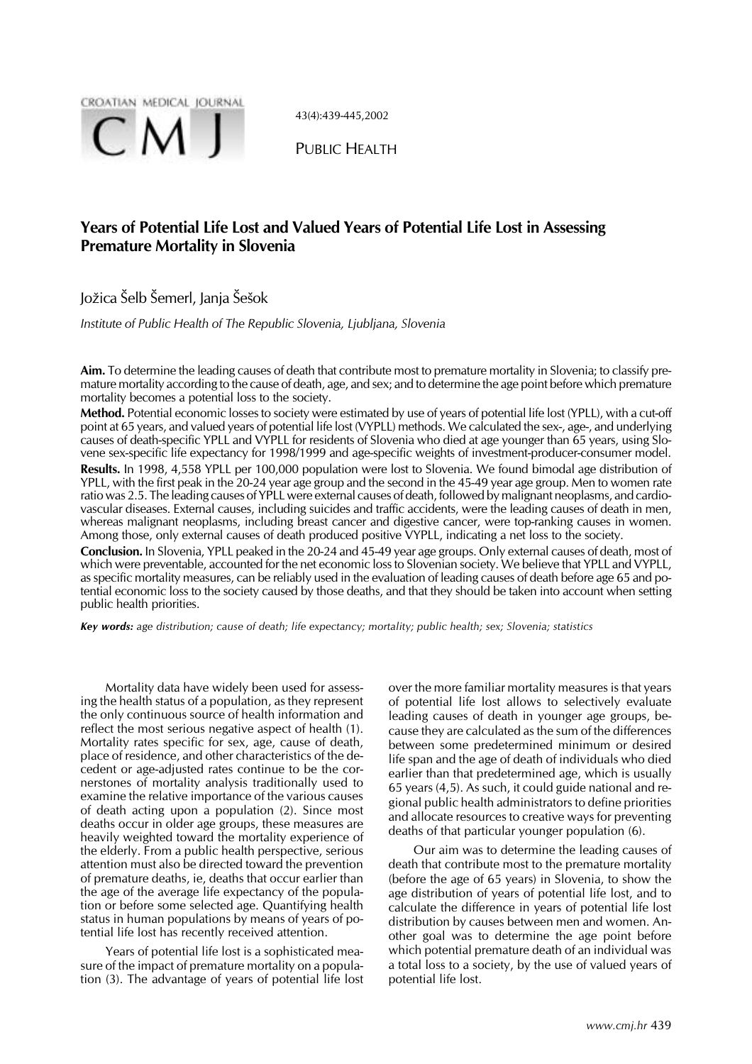PUBLIC HEALTH

# Years of Potential Life Lost and Valued Years of Potential Life Lost in Assessing Premature Mortality in Slovenia

Jožica Šelb Šemerl, Janja Šešok

*Institute of Public Health of The Republic Slovenia, Ljubljana, Slovenia*

**Aim.** To determine the leading causes of death that contribute most to premature mortality in Slovenia; to classify premature mortality according to the cause of death, age, and sex; and to determine the age point before which premature mortality becomes a potential loss to the society.

**Method.** Potential economic losses to society were estimated by use of years of potential life lost (YPLL), with a cut-off point at 65 years, and valued years of potential life lost (VYPLL) methods. We calculated the sex-, age-, and underlying causes of death-specific YPLL and VYPLL for residents of Slovenia who died at age younger than 65 years, using Slovene sex-specific life expectancy for 1998/1999 and age-specific weights of investment-producer-consumer model.

**Results.** In 1998, 4,558 YPLL per 100,000 population were lost to Slovenia. We found bimodal age distribution of YPLL, with the first peak in the 20-24 year age group and the second in the 45-49 year age group. Men to women rate ratio was 2.5. The leading causes of YPLL were external causes of death, followed by malignant neoplasms, and cardiovascular diseases. External causes, including suicides and traffic accidents, were the leading causes of death in men, whereas malignant neoplasms, including breast cancer and digestive cancer, were top-ranking causes in women. Among those, only external causes of death produced positive VYPLL, indicating a net loss to the society.

**Conclusion.** In Slovenia, YPLL peaked in the 20-24 and 45-49 year age groups. Only external causes of death, most of which were preventable, accounted for the net economic loss to Slovenian society. We believe that YPLL and VYPLL, as specific mortality measures, can be reliably used in the evaluation of leading causes of death before age 65 and potential economic loss to the society caused by those deaths, and that they should be taken into account when setting public health priorities.

***Key words:*** *age distribution; cause of death; life expectancy; mortality; public health; sex; Slovenia; statistics*

Mortality data have widely been used for assessing the health status of a population, as they represent the only continuous source of health information and reflect the most serious negative aspect of health (1). Mortality rates specific for sex, age, cause of death, place of residence, and other characteristics of the decedent or age-adjusted rates continue to be the cornerstones of mortality analysis traditionally used to examine the relative importance of the various causes of death acting upon a population (2). Since most deaths occur in older age groups, these measures are heavily weighted toward the mortality experience of the elderly. From a public health perspective, serious attention must also be directed toward the prevention of premature deaths, ie, deaths that occur earlier than the age of the average life expectancy of the population or before some selected age. Quantifying health status in human populations by means of years of potential life lost has recently received attention.

Years of potential life lost is a sophisticated measure of the impact of premature mortality on a population (3). The advantage of years of potential life lost over the more familiar mortality measures is that years of potential life lost allows to selectively evaluate leading causes of death in younger age groups, because they are calculated as the sum of the differences between some predetermined minimum or desired life span and the age of death of individuals who died earlier than that predetermined age, which is usually 65 years (4,5). As such, it could guide national and regional public health administrators to define priorities and allocate resources to creative ways for preventing deaths of that particular younger population (6).

Our aim was to determine the leading causes of death that contribute most to the premature mortality (before the age of 65 years) in Slovenia, to show the age distribution of years of potential life lost, and to calculate the difference in years of potential life lost distribution by causes between men and women. Another goal was to determine the age point before which potential premature death of an individual was a total loss to a society, by the use of valued years of potential life lost.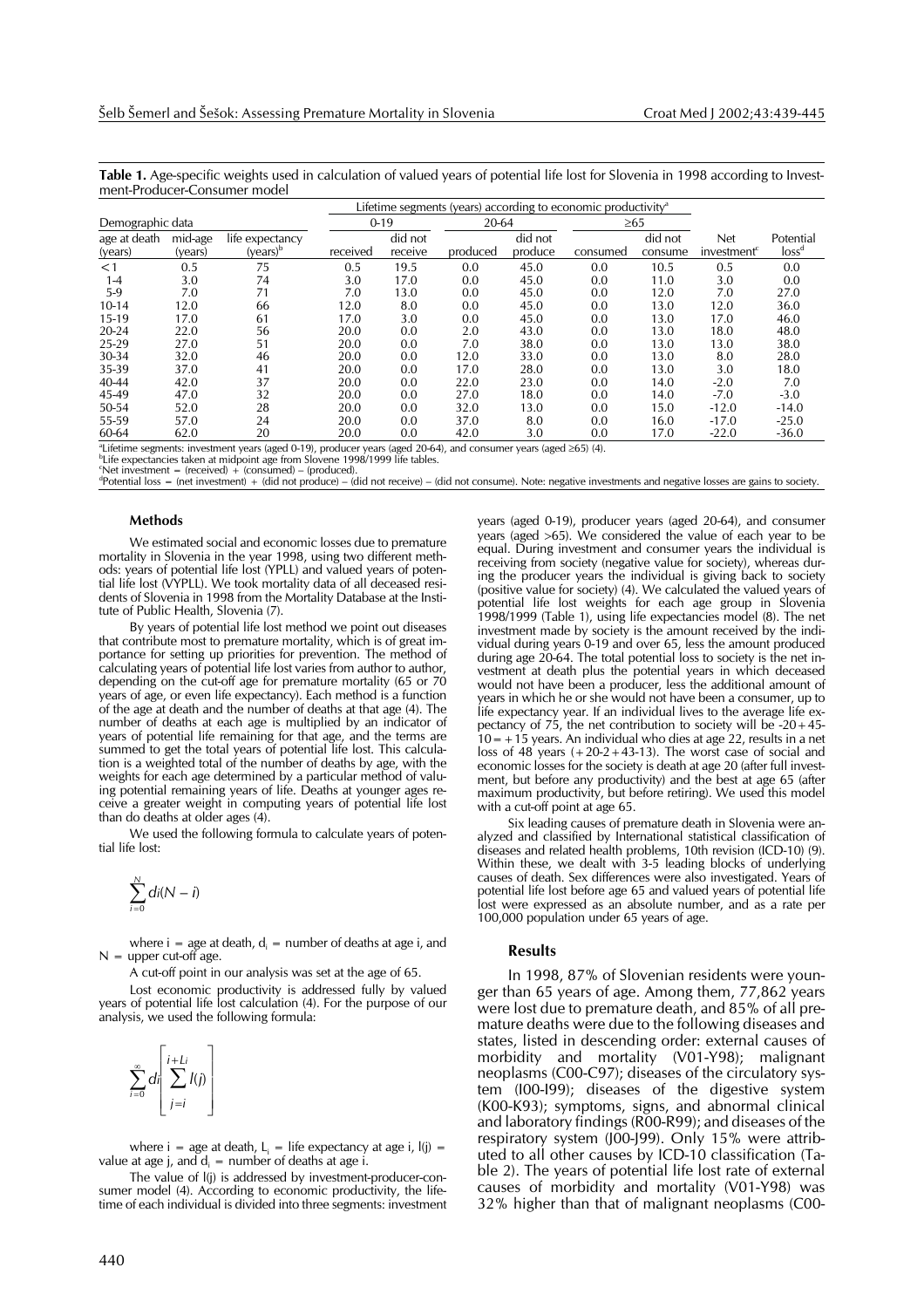**Table 1.** Age-specific weights used in calculation of valued years of potential life lost for Slovenia in 1998 according to Investment-Producer-Consumer model

| Demographic data | | | Lifetime segments (years) according to economic productivity[a] | | | | | | | |
|---|---|---|---|---|---|---|---|---|---|---|
| | | | 0-19 | | 20-64 | | ≥65 | | | |
| age at death (years) | mid-age (years) | life expectancy (years)[b] | received | did not receive | produced | did not produce | consumed | did not consume | Net investment[c] | Potential loss[d] |
| <1 | 0.5 | 75 | 0.5 | 19.5 | 0.0 | 45.0 | 0.0 | 10.5 | 0.5 | 0.0 |
| 1-4 | 3.0 | 74 | 3.0 | 17.0 | 0.0 | 45.0 | 0.0 | 11.0 | 3.0 | 0.0 |
| 5-9 | 7.0 | 71 | 7.0 | 13.0 | 0.0 | 45.0 | 0.0 | 12.0 | 7.0 | 27.0 |
| 10-14 | 12.0 | 66 | 12.0 | 8.0 | 0.0 | 45.0 | 0.0 | 13.0 | 12.0 | 36.0 |
| 15-19 | 17.0 | 61 | 17.0 | 3.0 | 0.0 | 45.0 | 0.0 | 13.0 | 17.0 | 46.0 |
| 20-24 | 22.0 | 56 | 20.0 | 0.0 | 2.0 | 43.0 | 0.0 | 13.0 | 18.0 | 48.0 |
| 25-29 | 27.0 | 51 | 20.0 | 0.0 | 7.0 | 38.0 | 0.0 | 13.0 | 13.0 | 38.0 |
| 30-34 | 32.0 | 46 | 20.0 | 0.0 | 12.0 | 33.0 | 0.0 | 13.0 | 8.0 | 28.0 |
| 35-39 | 37.0 | 41 | 20.0 | 0.0 | 17.0 | 28.0 | 0.0 | 13.0 | 3.0 | 18.0 |
| 40-44 | 42.0 | 37 | 20.0 | 0.0 | 22.0 | 23.0 | 0.0 | 14.0 | -2.0 | 7.0 |
| 45-49 | 47.0 | 32 | 20.0 | 0.0 | 27.0 | 18.0 | 0.0 | 14.0 | -7.0 | -3.0 |
| 50-54 | 52.0 | 28 | 20.0 | 0.0 | 32.0 | 13.0 | 0.0 | 15.0 | -12.0 | -14.0 |
| 55-59 | 57.0 | 24 | 20.0 | 0.0 | 37.0 | 8.0 | 0.0 | 16.0 | -17.0 | -25.0 |
| 60-64 | 62.0 | 20 | 20.0 | 0.0 | 42.0 | 3.0 | 0.0 | 17.0 | -22.0 | -36.0 |

[a]Lifetime segments: investment years (aged 0-19), producer years (aged 20-64), and consumer years (aged ≥65) (4).
[b]Life expectancies taken at midpoint age from Slovene 1998/1999 life tables.
[c]Net investment = (received) + (consumed) – (produced).
[d]Potential loss = (net investment) + (did not produce) – (did not receive) – (did not consume). Note: negative investments and negative losses are gains to society.

### Methods

We estimated social and economic losses due to premature mortality in Slovenia in the year 1998, using two different methods: years of potential life lost (YPLL) and valued years of potential life lost (VYPLL). We took mortality data of all deceased residents of Slovenia in 1998 from the Mortality Database at the Institute of Public Health, Slovenia (7).

By years of potential life lost method we point out diseases that contribute most to premature mortality, which is of great importance for setting up priorities for prevention. The method of calculating years of potential life lost varies from author to author, depending on the cut-off age for premature mortality (65 or 70 years of age, or even life expectancy). Each method is a function of the age at death and the number of deaths at that age (4). The number of deaths at each age is multiplied by an indicator of years of potential life remaining for that age, and the terms are summed to get the total years of potential life lost. This calculation is a weighted total of the number of deaths by age, with the weights for each age determined by a particular method of valuing potential remaining years of life. Deaths at younger ages receive a greater weight in computing years of potential life lost than do deaths at older ages (4).

We used the following formula to calculate years of potential life lost:

$$\sum_{i=0}^{N} d_i(N-i)$$

where $i$ = age at death, $d_i$ = number of deaths at age i, and $N$ = upper cut-off age.

A cut-off point in our analysis was set at the age of 65.

Lost economic productivity is addressed fully by valued years of potential life lost calculation (4). For the purpose of our analysis, we used the following formula:

$$\sum_{i=0}^{\infty} d_i \left[ \sum_{j=i}^{i+L_i} l(j) \right]$$

where $i$ = age at death, $L_i$ = life expectancy at age i, $l(j)$ = value at age j, and $d_i$ = number of deaths at age i.

The value of $l(j)$ is addressed by investment-producer-consumer model (4). According to economic productivity, the lifetime of each individual is divided into three segments: investment years (aged 0-19), producer years (aged 20-64), and consumer years (aged >65). We considered the value of each year to be equal. During investment and consumer years the individual is receiving from society (negative value for society), whereas during the producer years the individual is giving back to society (positive value for society) (4). We calculated the valued years of potential life lost weights for each age group in Slovenia 1998/1999 (Table 1), using life expectancies model (8). The net investment made by society is the amount received by the individual during years 0-19 and over 65, less the amount produced during age 20-64. The total potential loss to society is the net investment at death plus the potential years in which deceased would not have been a producer, less the additional amount of years in which he or she would not have been a consumer, up to life expectancy year. If an individual lives to the average life expectancy of 75, the net contribution to society will be -20+45-10=+15 years. An individual who dies at age 22, results in a net loss of 48 years (+20-2+43-13). The worst case of social and economic losses for the society is death at age 20 (after full investment, but before any productivity) and the best at age 65 (after maximum productivity, but before retiring). We used this model with a cut-off point at age 65.

Six leading causes of premature death in Slovenia were analyzed and classified by International statistical classification of diseases and related health problems, 10th revision (ICD-10) (9). Within these, we dealt with 3-5 leading blocks of underlying causes of death. Sex differences were also investigated. Years of potential life lost before age 65 and valued years of potential life lost were expressed as an absolute number, and as a rate per 100,000 population under 65 years of age.

### Results

In 1998, 87% of Slovenian residents were younger than 65 years of age. Among them, 77,862 years were lost due to premature death, and 85% of all premature deaths were due to the following diseases and states, listed in descending order: external causes of morbidity and mortality (V01-Y98); malignant neoplasms (C00-C97); diseases of the circulatory system (I00-I99); diseases of the digestive system (K00-K93); symptoms, signs, and abnormal clinical and laboratory findings (R00-R99); and diseases of the respiratory system (J00-J99). Only 15% were attributed to all other causes by ICD-10 classification (Table 2). The years of potential life lost rate of external causes of morbidity and mortality (V01-Y98) was 32% higher than that of malignant neoplasms (C00-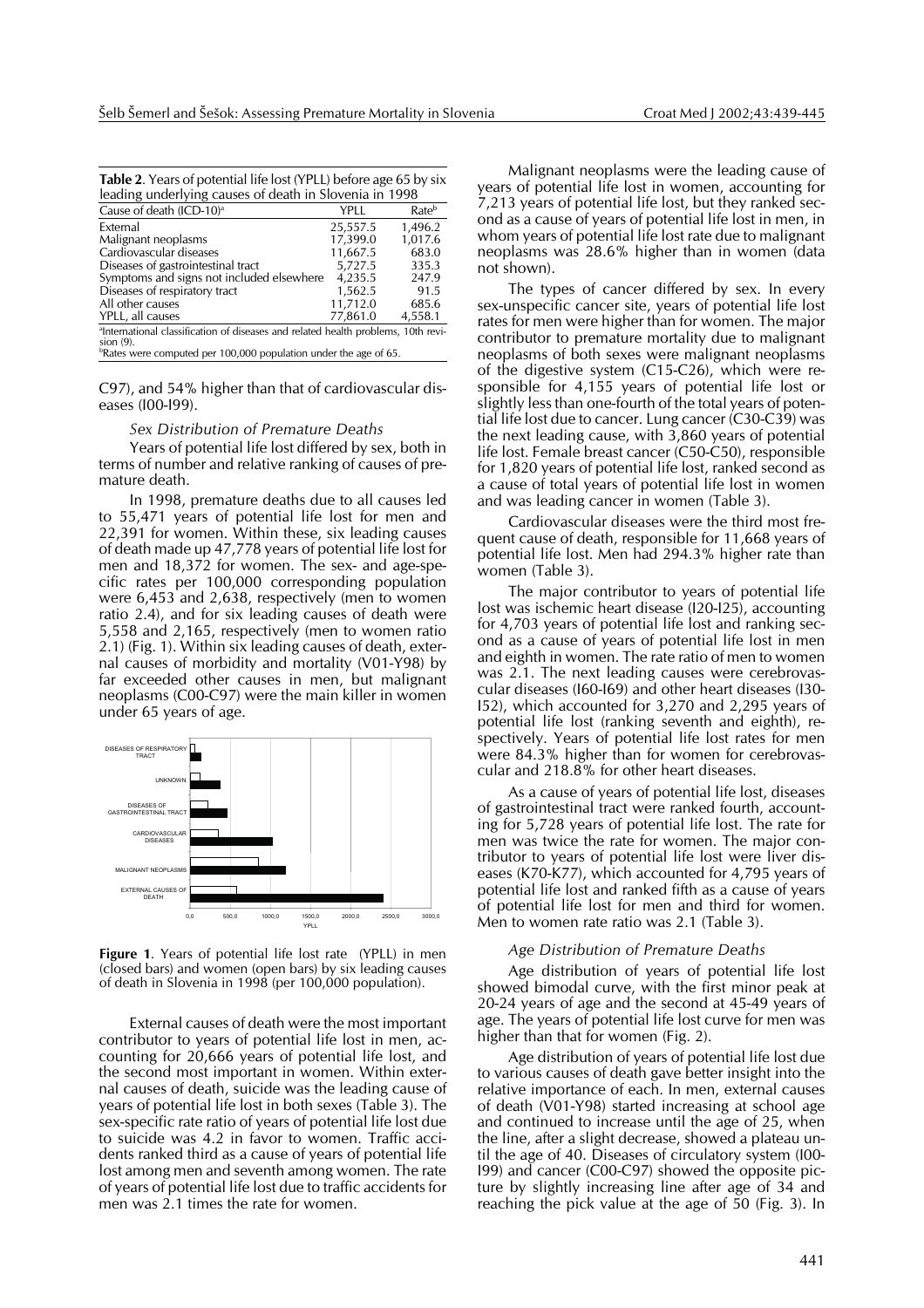**Table 2**. Years of potential life lost (YPLL) before age 65 by six leading underlying causes of death in Slovenia in 1998

| Cause of death (ICD-10)[a] | YPLL | Rate[b] |
|---|---|---|
| External | 25,557.5 | 1,496.2 |
| Malignant neoplasms | 17,399.0 | 1,017.6 |
| Cardiovascular diseases | 11,667.5 | 683.0 |
| Diseases of gastrointestinal tract | 5,727.5 | 335.3 |
| Symptoms and signs not included elsewhere | 4,235.5 | 247.9 |
| Diseases of respiratory tract | 1,562.5 | 91.5 |
| All other causes | 11,712.0 | 685.6 |
| YPLL, all causes | 77,861.0 | 4,558.1 |

[a]International classification of diseases and related health problems, 10th revision (9).
[b]Rates were computed per 100,000 population under the age of 65.

C97), and 54% higher than that of cardiovascular diseases (I00-I99).

### Sex Distribution of Premature Deaths

Years of potential life lost differed by sex, both in terms of number and relative ranking of causes of premature death.

In 1998, premature deaths due to all causes led to 55,471 years of potential life lost for men and 22,391 for women. Within these, six leading causes of death made up 47,778 years of potential life lost for men and 18,372 for women. The sex- and age-specific rates per 100,000 corresponding population were 6,453 and 2,638, respectively (men to women ratio 2.4), and for six leading causes of death were 5,558 and 2,165, respectively (men to women ratio 2.1) (Fig. 1). Within six leading causes of death, external causes of morbidity and mortality (V01-Y98) by far exceeded other causes in men, but malignant neoplasms (C00-C97) were the main killer in women under 65 years of age.

**Figure 1**. Years of potential life lost rate (YPLL) in men (closed bars) and women (open bars) by six leading causes of death in Slovenia in 1998 (per 100,000 population).

External causes of death were the most important contributor to years of potential life lost in men, accounting for 20,666 years of potential life lost, and the second most important in women. Within external causes of death, suicide was the leading cause of years of potential life lost in both sexes (Table 3). The sex-specific rate ratio of years of potential life lost due to suicide was 4.2 in favor to women. Traffic accidents ranked third as a cause of years of potential life lost among men and seventh among women. The rate of years of potential life lost due to traffic accidents for men was 2.1 times the rate for women.

Malignant neoplasms were the leading cause of years of potential life lost in women, accounting for 7,213 years of potential life lost, but they ranked second as a cause of years of potential life lost in men, in whom years of potential life lost rate due to malignant neoplasms was 28.6% higher than in women (data not shown).

The types of cancer differed by sex. In every sex-unspecific cancer site, years of potential life lost rates for men were higher than for women. The major contributor to premature mortality due to malignant neoplasms of both sexes were malignant neoplasms of the digestive system (C15-C26), which were responsible for 4,155 years of potential life lost or slightly less than one-fourth of the total years of potential life lost due to cancer. Lung cancer (C30-C39) was the next leading cause, with 3,860 years of potential life lost. Female breast cancer (C50-C50), responsible for 1,820 years of potential life lost, ranked second as a cause of total years of potential life lost in women and was leading cancer in women (Table 3).

Cardiovascular diseases were the third most frequent cause of death, responsible for 11,668 years of potential life lost. Men had 294.3% higher rate than women (Table 3).

The major contributor to years of potential life lost was ischemic heart disease (I20-I25), accounting for 4,703 years of potential life lost and ranking second as a cause of years of potential life lost in men and eighth in women. The rate ratio of men to women was 2.1. The next leading causes were cerebrovascular diseases (I60-I69) and other heart diseases (I30-I52), which accounted for 3,270 and 2,295 years of potential life lost (ranking seventh and eighth), respectively. Years of potential life lost rates for men were 84.3% higher than for women for cerebrovascular and 218.8% for other heart diseases.

As a cause of years of potential life lost, diseases of gastrointestinal tract were ranked fourth, accounting for 5,728 years of potential life lost. The rate for men was twice the rate for women. The major contributor to years of potential life lost were liver diseases (K70-K77), which accounted for 4,795 years of potential life lost and ranked fifth as a cause of years of potential life lost for men and third for women. Men to women rate ratio was 2.1 (Table 3).

### Age Distribution of Premature Deaths

Age distribution of years of potential life lost showed bimodal curve, with the first minor peak at 20-24 years of age and the second at 45-49 years of age. The years of potential life lost curve for men was higher than that for women (Fig. 2).

Age distribution of years of potential life lost due to various causes of death gave better insight into the relative importance of each. In men, external causes of death (V01-Y98) started increasing at school age and continued to increase until the age of 25, when the line, after a slight decrease, showed a plateau until the age of 40. Diseases of circulatory system (I00-I99) and cancer (C00-C97) showed the opposite picture by slightly increasing line after age of 34 and reaching the pick value at the age of 50 (Fig. 3). In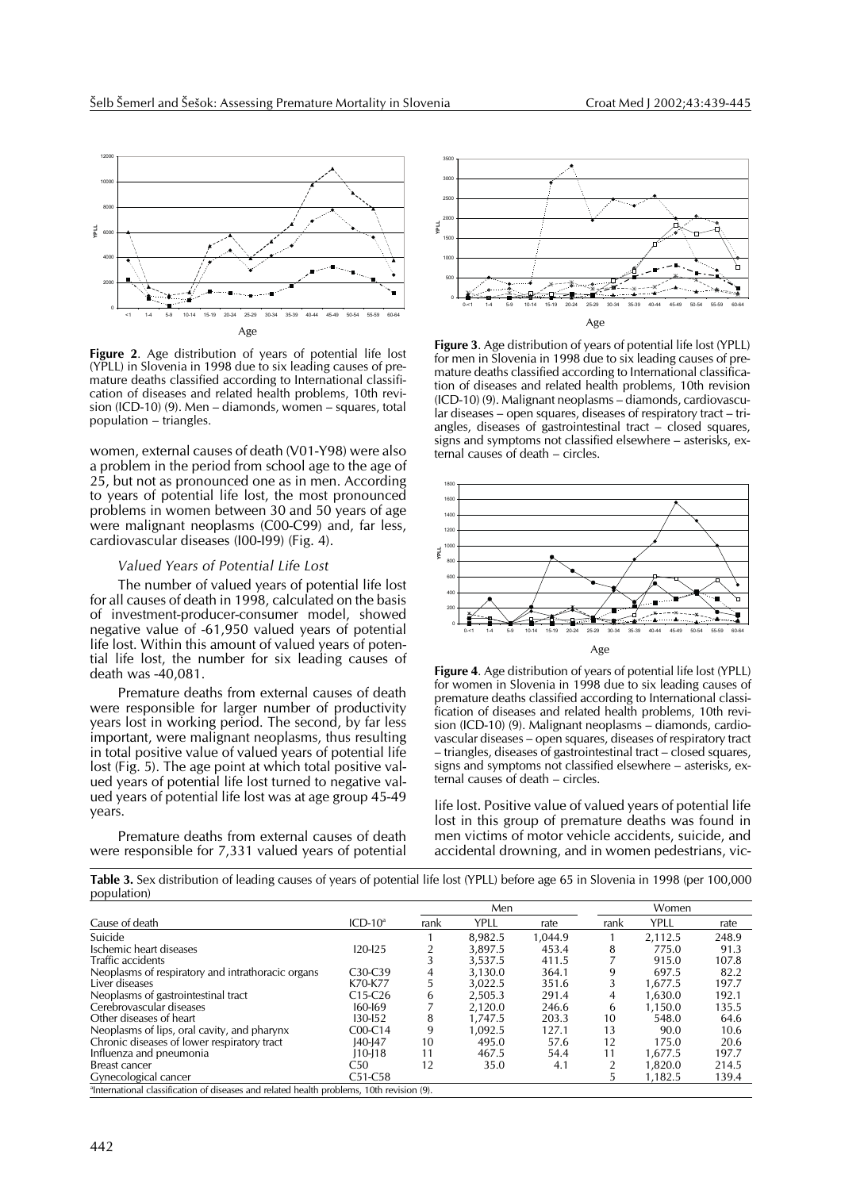**Figure 2**. Age distribution of years of potential life lost (YPLL) in Slovenia in 1998 due to six leading causes of premature deaths classified according to International classification of diseases and related health problems, 10th revision (ICD-10) (9). Men – diamonds, women – squares, total population – triangles.

women, external causes of death (V01-Y98) were also a problem in the period from school age to the age of 25, but not as pronounced one as in men. According to years of potential life lost, the most pronounced problems in women between 30 and 50 years of age were malignant neoplasms (C00-C99) and, far less, cardiovascular diseases (I00-I99) (Fig. 4).

### *Valued Years of Potential Life Lost*

The number of valued years of potential life lost for all causes of death in 1998, calculated on the basis of investment-producer-consumer model, showed negative value of -61,950 valued years of potential life lost. Within this amount of valued years of potential life lost, the number for six leading causes of death was -40,081.

Premature deaths from external causes of death were responsible for larger number of productivity years lost in working period. The second, by far less important, were malignant neoplasms, thus resulting in total positive value of valued years of potential life lost (Fig. 5). The age point at which total positive valued years of potential life lost turned to negative valued years of potential life lost was at age group 45-49 years.

Premature deaths from external causes of death were responsible for 7,331 valued years of potential life lost. Positive value of valued years of potential life lost in this group of premature deaths was found in men victims of motor vehicle accidents, suicide, and accidental drowning, and in women pedestrians, vic-

**Figure 3**. Age distribution of years of potential life lost (YPLL) for men in Slovenia in 1998 due to six leading causes of premature deaths classified according to International classification of diseases and related health problems, 10th revision (ICD-10) (9). Malignant neoplasms – diamonds, cardiovascular diseases – open squares, diseases of respiratory tract – triangles, diseases of gastrointestinal tract – closed squares, signs and symptoms not classified elsewhere – asterisks, external causes of death – circles.

**Figure 4**. Age distribution of years of potential life lost (YPLL) for women in Slovenia in 1998 due to six leading causes of premature deaths classified according to International classification of diseases and related health problems, 10th revision (ICD-10) (9). Malignant neoplasms – diamonds, cardiovascular diseases – open squares, diseases of respiratory tract – triangles, diseases of gastrointestinal tract – closed squares, signs and symptoms not classified elsewhere – asterisks, external causes of death – circles.

**Table 3.** Sex distribution of leading causes of years of potential life lost (YPLL) before age 65 in Slovenia in 1998 (per 100,000 population)

| | | Men | | | Women | | |
|---|---|---|---|---|---|---|---|
| Cause of death | ICD-10[a] | rank | YPLL | rate | rank | YPLL | rate |
| Suicide | | 1 | 8,982.5 | 1,044.9 | 1 | 2,112.5 | 248.9 |
| Ischemic heart diseases | I20-I25 | 2 | 3,897.5 | 453.4 | 8 | 775.0 | 91.3 |
| Traffic accidents | | 3 | 3,537.5 | 411.5 | 7 | 915.0 | 107.8 |
| Neoplasms of respiratory and intrathoracic organs | C30-C39 | 4 | 3,130.0 | 364.1 | 9 | 697.5 | 82.2 |
| Liver diseases | K70-K77 | 5 | 3,022.5 | 351.6 | 3 | 1,677.5 | 197.7 |
| Neoplasms of gastrointestinal tract | C15-C26 | 6 | 2,505.3 | 291.4 | 4 | 1,630.0 | 192.1 |
| Cerebrovascular diseases | I60-I69 | 7 | 2,120.0 | 246.6 | 6 | 1,150.0 | 135.5 |
| Other diseases of heart | I30-I52 | 8 | 1,747.5 | 203.3 | 10 | 548.0 | 64.6 |
| Neoplasms of lips, oral cavity, and pharynx | C00-C14 | 9 | 1,092.5 | 127.1 | 13 | 90.0 | 10.6 |
| Chronic diseases of lower respiratory tract | J40-J47 | 10 | 495.0 | 57.6 | 12 | 175.0 | 20.6 |
| Influenza and pneumonia | J10-J18 | 11 | 467.5 | 54.4 | 11 | 1,677.5 | 197.7 |
| Breast cancer | C50 | 12 | 35.0 | 4.1 | 2 | 1,820.0 | 214.5 |
| Gynecological cancer | C51-C58 | | | | 5 | 1,182.5 | 139.4 |

[a]International classification of diseases and related health problems, 10th revision (9).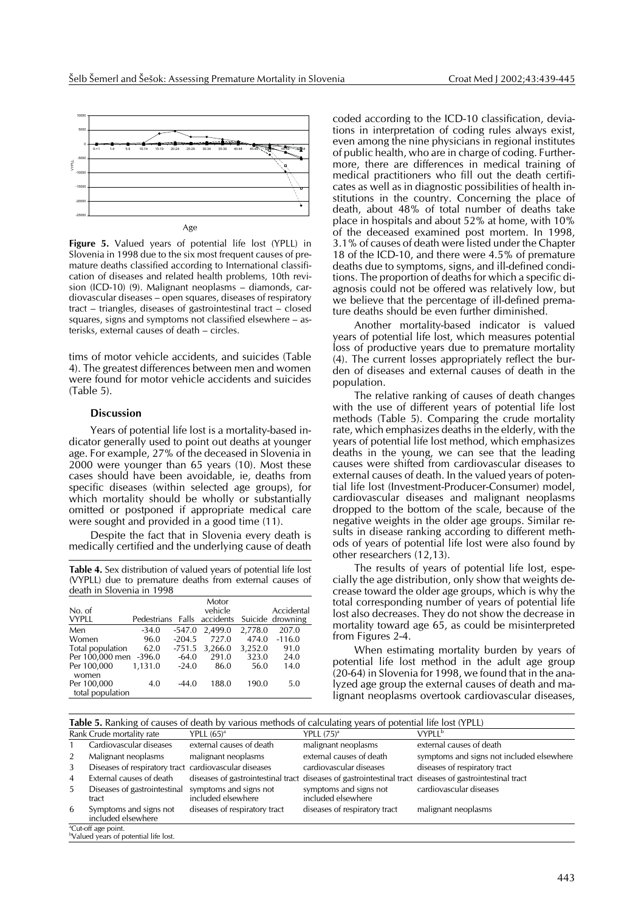Figure 5. Valued years of potential life lost (YPLL) in Slovenia in 1998 due to the six most frequent causes of premature deaths classified according to International classification of diseases and related health problems, 10th revision (ICD-10) (9). Malignant neoplasms – diamonds, cardiovascular diseases – open squares, diseases of respiratory tract – triangles, diseases of gastrointestinal tract – closed squares, signs and symptoms not classified elsewhere – asterisks, external causes of death – circles.

tims of motor vehicle accidents, and suicides (Table 4). The greatest differences between men and women were found for motor vehicle accidents and suicides (Table 5).

### Discussion

Years of potential life lost is a mortality-based indicator generally used to point out deaths at younger age. For example, 27% of the deceased in Slovenia in 2000 were younger than 65 years (10). Most these cases should have been avoidable, ie, deaths from specific diseases (within selected age groups), for which mortality should be wholly or substantially omitted or postponed if appropriate medical care were sought and provided in a good time (11).

Despite the fact that in Slovenia every death is medically certified and the underlying cause of death coded according to the ICD-10 classification, deviations in interpretation of coding rules always exist, even among the nine physicians in regional institutes of public health, who are in charge of coding. Furthermore, there are differences in medical training of medical practitioners who fill out the death certificates as well as in diagnostic possibilities of health institutions in the country. Concerning the place of death, about 48% of total number of deaths take place in hospitals and about 52% at home, with 10% of the deceased examined post mortem. In 1998, 3.1% of causes of death were listed under the Chapter 18 of the ICD-10, and there were 4.5% of premature deaths due to symptoms, signs, and ill-defined conditions. The proportion of deaths for which a specific diagnosis could not be offered was relatively low, but we believe that the percentage of ill-defined premature deaths should be even further diminished.

Another mortality-based indicator is valued years of potential life lost, which measures potential loss of productive years due to premature mortality (4). The current losses appropriately reflect the burden of diseases and external causes of death in the population.

The relative ranking of causes of death changes with the use of different years of potential life lost methods (Table 5). Comparing the crude mortality rate, which emphasizes deaths in the elderly, with the years of potential life lost method, which emphasizes deaths in the young, we can see that the leading causes were shifted from cardiovascular diseases to external causes of death. In the valued years of potential life lost (Investment-Producer-Consumer) model, cardiovascular diseases and malignant neoplasms dropped to the bottom of the scale, because of the negative weights in the older age groups. Similar results in disease ranking according to different methods of years of potential life lost were also found by other researchers (12,13).

The results of years of potential life lost, especially the age distribution, only show that weights decrease toward the older age groups, which is why the total corresponding number of years of potential life lost also decreases. They do not show the decrease in mortality toward age 65, as could be misinterpreted from Figures 2-4.

When estimating mortality burden by years of potential life lost method in the adult age group (20-64) in Slovenia for 1998, we found that in the analyzed age group the external causes of death and malignant neoplasms overtook cardiovascular diseases,

**Table 4.** Sex distribution of valued years of potential life lost (VYPLL) due to premature deaths from external causes of death in Slovenia in 1998

| No. of VYPLL | Pedestrians | Falls | Motor vehicle accidents | Suicide | Accidental drowning |
|---|---|---|---|---|---|
| Men | -34.0 | -547.0 | 2,499.0 | 2,778.0 | 207.0 |
| Women | 96.0 | -204.5 | 727.0 | 474.0 | -116.0 |
| Total population | 62.0 | -751.5 | 3,266.0 | 3,252.0 | 91.0 |
| Per 100,000 men | -396.0 | -64.0 | 291.0 | 323.0 | 24.0 |
| Per 100,000 women | 1,131.0 | -24.0 | 86.0 | 56.0 | 14.0 |
| Per 100,000 total population | 4.0 | -44.0 | 188.0 | 190.0 | 5.0 |

**Table 5.** Ranking of causes of death by various methods of calculating years of potential life lost (YPLL)

| Rank | Crude mortality rate | YPLL (65)[a] | YPLL (75)[a] | VYPLL[b] |
|---|---|---|---|---|
| 1 | Cardiovascular diseases | external causes of death | malignant neoplasms | external causes of death |
| 2 | Malignant neoplasms | malignant neoplasms | external causes of death | symptoms and signs not included elsewhere |
| 3 | Diseases of respiratory tract | cardiovascular diseases | cardiovascular diseases | diseases of respiratory tract |
| 4 | External causes of death | diseases of gastrointestinal tract | diseases of gastrointestinal tract | diseases of gastrointestinal tract |
| 5 | Diseases of gastrointestinal tract | symptoms and signs not included elsewhere | symptoms and signs not included elsewhere | cardiovascular diseases |
| 6 | Symptoms and signs not included elsewhere | diseases of respiratory tract | diseases of respiratory tract | malignant neoplasms |

[a]Cut-off age point.
[b]Valued years of potential life lost.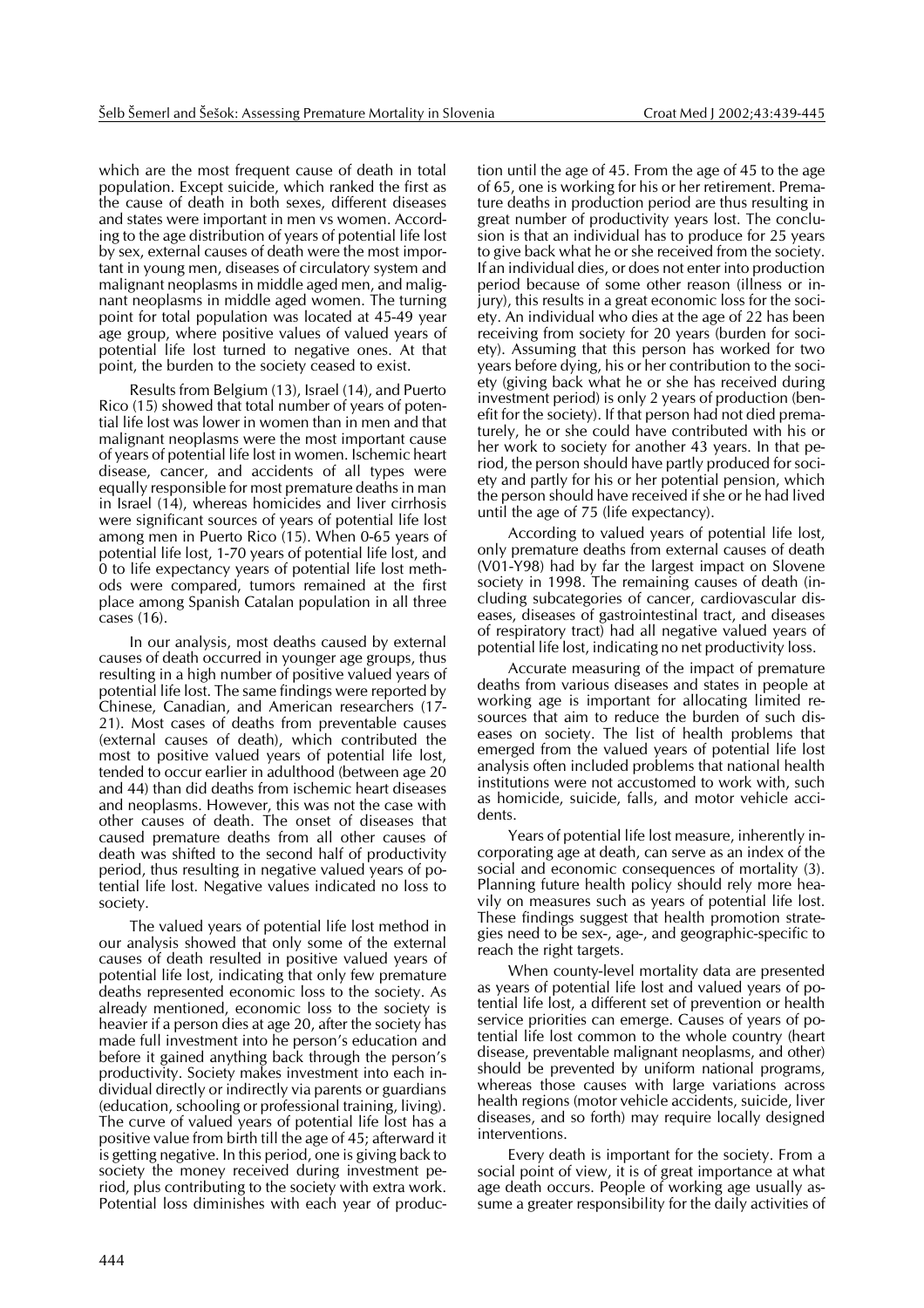which are the most frequent cause of death in total population. Except suicide, which ranked the first as the cause of death in both sexes, different diseases and states were important in men vs women. According to the age distribution of years of potential life lost by sex, external causes of death were the most important in young men, diseases of circulatory system and malignant neoplasms in middle aged men, and malignant neoplasms in middle aged women. The turning point for total population was located at 45-49 year age group, where positive values of valued years of potential life lost turned to negative ones. At that point, the burden to the society ceased to exist.

Results from Belgium (13), Israel (14), and Puerto Rico (15) showed that total number of years of potential life lost was lower in women than in men and that malignant neoplasms were the most important cause of years of potential life lost in women. Ischemic heart disease, cancer, and accidents of all types were equally responsible for most premature deaths in man in Israel (14), whereas homicides and liver cirrhosis were significant sources of years of potential life lost among men in Puerto Rico (15). When 0-65 years of potential life lost, 1-70 years of potential life lost, and 0 to life expectancy years of potential life lost methods were compared, tumors remained at the first place among Spanish Catalan population in all three cases (16).

In our analysis, most deaths caused by external causes of death occurred in younger age groups, thus resulting in a high number of positive valued years of potential life lost. The same findings were reported by Chinese, Canadian, and American researchers (17-21). Most cases of deaths from preventable causes (external causes of death), which contributed the most to positive valued years of potential life lost, tended to occur earlier in adulthood (between age 20 and 44) than did deaths from ischemic heart diseases and neoplasms. However, this was not the case with other causes of death. The onset of diseases that caused premature deaths from all other causes of death was shifted to the second half of productivity period, thus resulting in negative valued years of potential life lost. Negative values indicated no loss to society.

The valued years of potential life lost method in our analysis showed that only some of the external causes of death resulted in positive valued years of potential life lost, indicating that only few premature deaths represented economic loss to the society. As already mentioned, economic loss to the society is heavier if a person dies at age 20, after the society has made full investment into he person's education and before it gained anything back through the person's productivity. Society makes investment into each individual directly or indirectly via parents or guardians (education, schooling or professional training, living). The curve of valued years of potential life lost has a positive value from birth till the age of 45; afterward it is getting negative. In this period, one is giving back to society the money received during investment period, plus contributing to the society with extra work. Potential loss diminishes with each year of production until the age of 45. From the age of 45 to the age of 65, one is working for his or her retirement. Premature deaths in production period are thus resulting in great number of productivity years lost. The conclusion is that an individual has to produce for 25 years to give back what he or she received from the society. If an individual dies, or does not enter into production period because of some other reason (illness or injury), this results in a great economic loss for the society. An individual who dies at the age of 22 has been receiving from society for 20 years (burden for society). Assuming that this person has worked for two years before dying, his or her contribution to the society (giving back what he or she has received during investment period) is only 2 years of production (benefit for the society). If that person had not died prematurely, he or she could have contributed with his or her work to society for another 43 years. In that period, the person should have partly produced for society and partly for his or her potential pension, which the person should have received if she or he had lived until the age of 75 (life expectancy).

According to valued years of potential life lost, only premature deaths from external causes of death (V01-Y98) had by far the largest impact on Slovene society in 1998. The remaining causes of death (including subcategories of cancer, cardiovascular diseases, diseases of gastrointestinal tract, and diseases of respiratory tract) had all negative valued years of potential life lost, indicating no net productivity loss.

Accurate measuring of the impact of premature deaths from various diseases and states in people at working age is important for allocating limited resources that aim to reduce the burden of such diseases on society. The list of health problems that emerged from the valued years of potential life lost analysis often included problems that national health institutions were not accustomed to work with, such as homicide, suicide, falls, and motor vehicle accidents.

Years of potential life lost measure, inherently incorporating age at death, can serve as an index of the social and economic consequences of mortality (3). Planning future health policy should rely more heavily on measures such as years of potential life lost. These findings suggest that health promotion strategies need to be sex-, age-, and geographic-specific to reach the right targets.

When county-level mortality data are presented as years of potential life lost and valued years of potential life lost, a different set of prevention or health service priorities can emerge. Causes of years of potential life lost common to the whole country (heart disease, preventable malignant neoplasms, and other) should be prevented by uniform national programs, whereas those causes with large variations across health regions (motor vehicle accidents, suicide, liver diseases, and so forth) may require locally designed interventions.

Every death is important for the society. From a social point of view, it is of great importance at what age death occurs. People of working age usually assume a greater responsibility for the daily activities of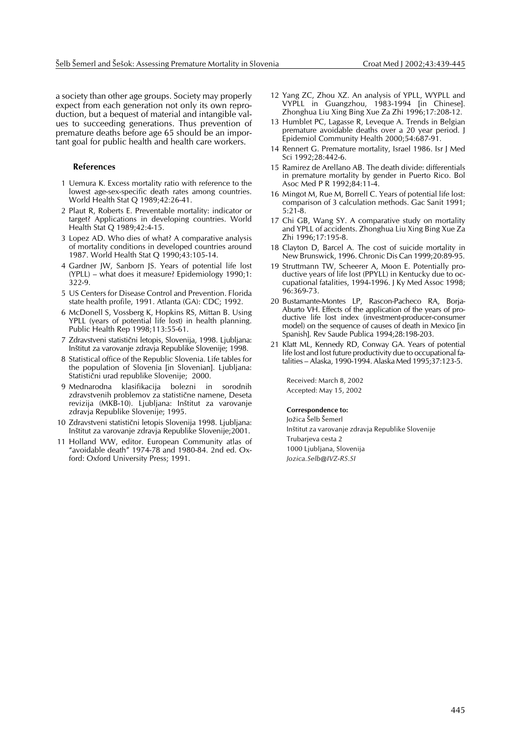a society than other age groups. Society may properly expect from each generation not only its own reproduction, but a bequest of material and intangible values to succeeding generations. Thus prevention of premature deaths before age 65 should be an important goal for public health and health care workers.

### References

1 Uemura K. Excess mortality ratio with reference to the lowest age-sex-specific death rates among countries. World Health Stat Q 1989;42:26-41.

2 Plaut R, Roberts E. Preventable mortality: indicator or target? Applications in developing countries. World Health Stat Q 1989;42:4-15.

3 Lopez AD. Who dies of what? A comparative analysis of mortality conditions in developed countries around 1987. World Health Stat Q 1990;43:105-14.

4 Gardner JW, Sanborn JS. Years of potential life lost (YPLL) – what does it measure? Epidemiology 1990;1: 322-9.

5 US Centers for Disease Control and Prevention. Florida state health profile, 1991. Atlanta (GA): CDC; 1992.

6 McDonell S, Vossberg K, Hopkins RS, Mittan B. Using YPLL (years of potential life lost) in health planning. Public Health Rep 1998;113:55-61.

7 Zdravstveni statistični letopis, Slovenija, 1998. Ljubljana: Inštitut za varovanje zdravja Republike Slovenije; 1998.

8 Statistical office of the Republic Slovenia. Life tables for the population of Slovenia [in Slovenian]. Ljubljana: Statistični urad republike Slovenije; 2000.

9 Mednarodna klasifikacija bolezni in sorodnih zdravstvenih problemov za statistične namene, Deseta revizija (MKB-10). Ljubljana: Inštitut za varovanje zdravja Republike Slovenije; 1995.

10 Zdravstveni statistični letopis Slovenija 1998. Ljubljana: Inštitut za varovanje zdravja Republike Slovenije;2001.

11 Holland WW, editor. European Community atlas of "avoidable death" 1974-78 and 1980-84. 2nd ed. Oxford: Oxford University Press; 1991.

12 Yang ZC, Zhou XZ. An analysis of YPLL, WYPLL and VYPLL in Guangzhou, 1983-1994 [in Chinese]. Zhonghua Liu Xing Bing Xue Za Zhi 1996;17:208-12.

13 Humblet PC, Lagasse R, Leveque A. Trends in Belgian premature avoidable deaths over a 20 year period. J Epidemiol Community Health 2000;54:687-91.

14 Rennert G. Premature mortality, Israel 1986. Isr J Med Sci 1992;28:442-6.

15 Ramirez de Arellano AB. The death divide: differentials in premature mortality by gender in Puerto Rico. Bol Asoc Med P R 1992;84:11-4.

16 Mingot M, Rue M, Borrell C. Years of potential life lost: comparison of 3 calculation methods. Gac Sanit 1991; 5:21-8.

17 Chi GB, Wang SY. A comparative study on mortality and YPLL of accidents. Zhonghua Liu Xing Bing Xue Za Zhi 1996;17:195-8.

18 Clayton D, Barcel A. The cost of suicide mortality in New Brunswick, 1996. Chronic Dis Can 1999;20:89-95.

19 Struttmann TW, Scheerer A, Moon E. Potentially productive years of life lost (PPYLL) in Kentucky due to occupational fatalities, 1994-1996. J Ky Med Assoc 1998; 96:369-73.

20 Bustamante-Montes LP, Rascon-Pacheco RA, Borja-Aburto VH. Effects of the application of the years of productive life lost index (investment-producer-consumer model) on the sequence of causes of death in Mexico [in Spanish]. Rev Saude Publica 1994;28:198-203.

21 Klatt ML, Kennedy RD, Conway GA. Years of potential life lost and lost future productivity due to occupational fatalities – Alaska, 1990-1994. Alaska Med 1995;37:123-5.

Received: March 8, 2002
Accepted: May 15, 2002

**Correspondence to:**
Jožica Šelb Šemerl
Inštitut za varovanje zdravja Republike Slovenije
Trubarjeva cesta 2
1000 Ljubljana, Slovenija
*Jozica.Selb@IVZ-RS.SI*